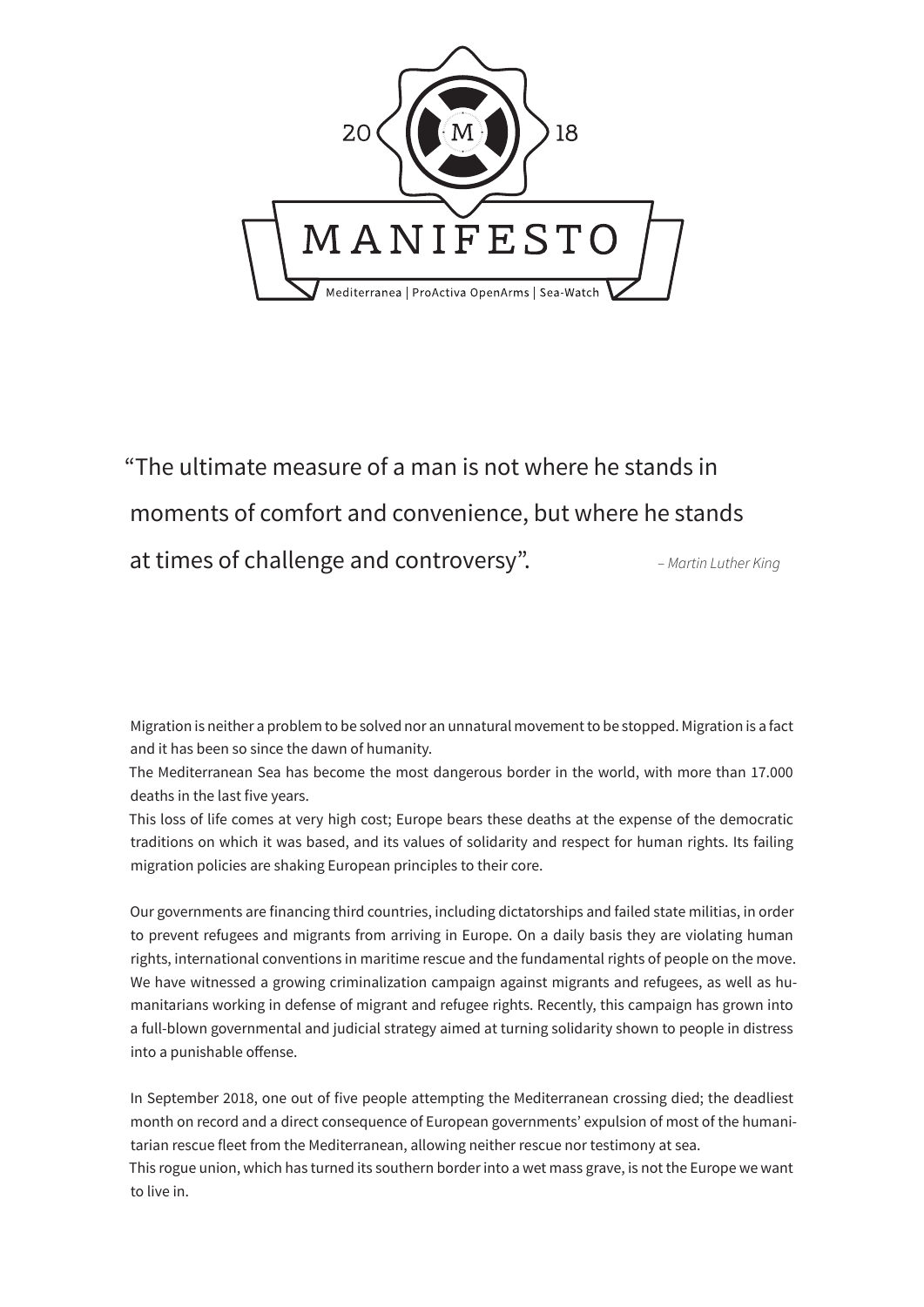2018

# MANIFESTO

Mediterranea | ProActiva OpenArms | Sea-Watch

> "The ultimate measure of a man is not where he stands in moments of comfort and convenience, but where he stands at times of challenge and controversy".
>
> *– Martin Luther King*

Migration is neither a problem to be solved nor an unnatural movement to be stopped. Migration is a fact and it has been so since the dawn of humanity.

The Mediterranean Sea has become the most dangerous border in the world, with more than 17.000 deaths in the last five years.

This loss of life comes at very high cost; Europe bears these deaths at the expense of the democratic traditions on which it was based, and its values of solidarity and respect for human rights. Its failing migration policies are shaking European principles to their core.

Our governments are financing third countries, including dictatorships and failed state militias, in order to prevent refugees and migrants from arriving in Europe. On a daily basis they are violating human rights, international conventions in maritime rescue and the fundamental rights of people on the move. We have witnessed a growing criminalization campaign against migrants and refugees, as well as humanitarians working in defense of migrant and refugee rights. Recently, this campaign has grown into a full-blown governmental and judicial strategy aimed at turning solidarity shown to people in distress into a punishable offense.

In September 2018, one out of five people attempting the Mediterranean crossing died; the deadliest month on record and a direct consequence of European governments' expulsion of most of the humanitarian rescue fleet from the Mediterranean, allowing neither rescue nor testimony at sea.

This rogue union, which has turned its southern border into a wet mass grave, is not the Europe we want to live in.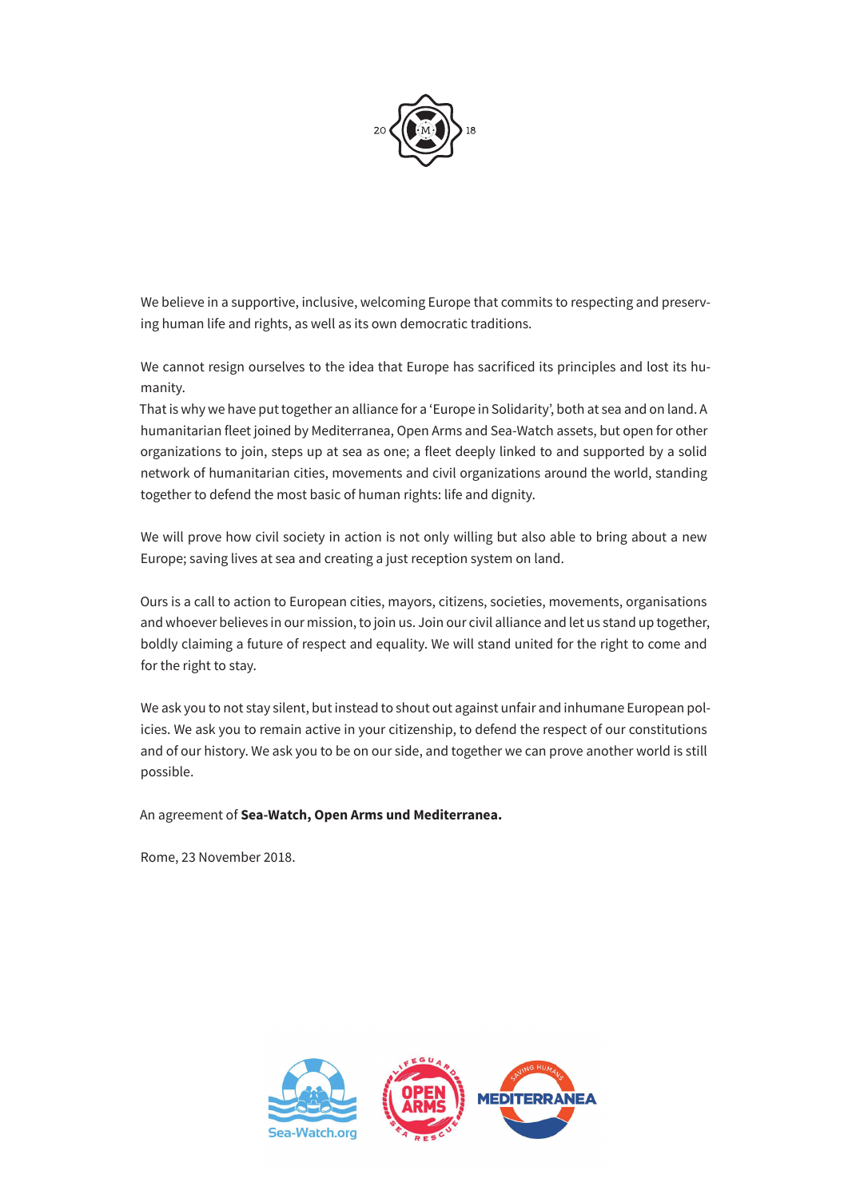We believe in a supportive, inclusive, welcoming Europe that commits to respecting and preserving human life and rights, as well as its own democratic traditions.

We cannot resign ourselves to the idea that Europe has sacrificed its principles and lost its humanity.
That is why we have put together an alliance for a 'Europe in Solidarity', both at sea and on land. A humanitarian fleet joined by Mediterranea, Open Arms and Sea-Watch assets, but open for other organizations to join, steps up at sea as one; a fleet deeply linked to and supported by a solid network of humanitarian cities, movements and civil organizations around the world, standing together to defend the most basic of human rights: life and dignity.

We will prove how civil society in action is not only willing but also able to bring about a new Europe; saving lives at sea and creating a just reception system on land.

Ours is a call to action to European cities, mayors, citizens, societies, movements, organisations and whoever believes in our mission, to join us. Join our civil alliance and let us stand up together, boldly claiming a future of respect and equality. We will stand united for the right to come and for the right to stay.

We ask you to not stay silent, but instead to shout out against unfair and inhumane European policies. We ask you to remain active in your citizenship, to defend the respect of our constitutions and of our history. We ask you to be on our side, and together we can prove another world is still possible.

An agreement of **Sea-Watch, Open Arms und Mediterranea.**

Rome, 23 November 2018.